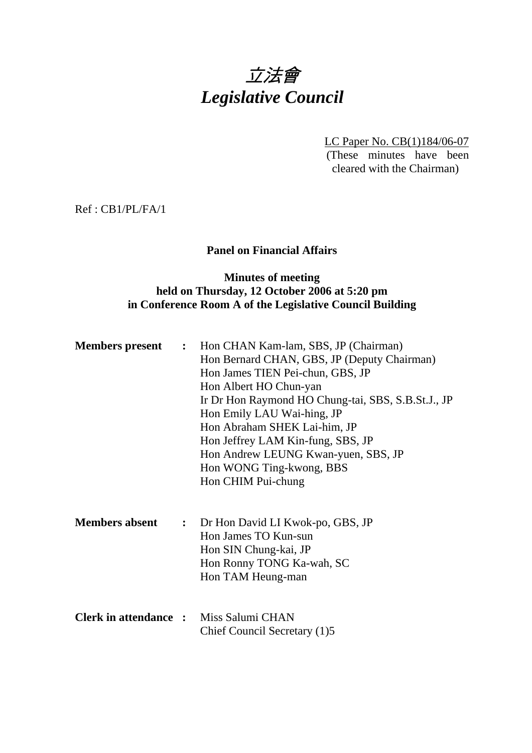# 立法會
# *Legislative Council*

LC Paper No. CB(1)184/06-07
(These minutes have been cleared with the Chairman)

Ref : CB1/PL/FA/1

**Panel on Financial Affairs**

**Minutes of meeting**
**held on Thursday, 12 October 2006 at 5:20 pm**
**in Conference Room A of the Legislative Council Building**

**Members present :**
Hon CHAN Kam-lam, SBS, JP (Chairman)
Hon Bernard CHAN, GBS, JP (Deputy Chairman)
Hon James TIEN Pei-chun, GBS, JP
Hon Albert HO Chun-yan
Ir Dr Hon Raymond HO Chung-tai, SBS, S.B.St.J., JP
Hon Emily LAU Wai-hing, JP
Hon Abraham SHEK Lai-him, JP
Hon Jeffrey LAM Kin-fung, SBS, JP
Hon Andrew LEUNG Kwan-yuen, SBS, JP
Hon WONG Ting-kwong, BBS
Hon CHIM Pui-chung

**Members absent :**
Dr Hon David LI Kwok-po, GBS, JP
Hon James TO Kun-sun
Hon SIN Chung-kai, JP
Hon Ronny TONG Ka-wah, SC
Hon TAM Heung-man

**Clerk in attendance :**
Miss Salumi CHAN
Chief Council Secretary (1)5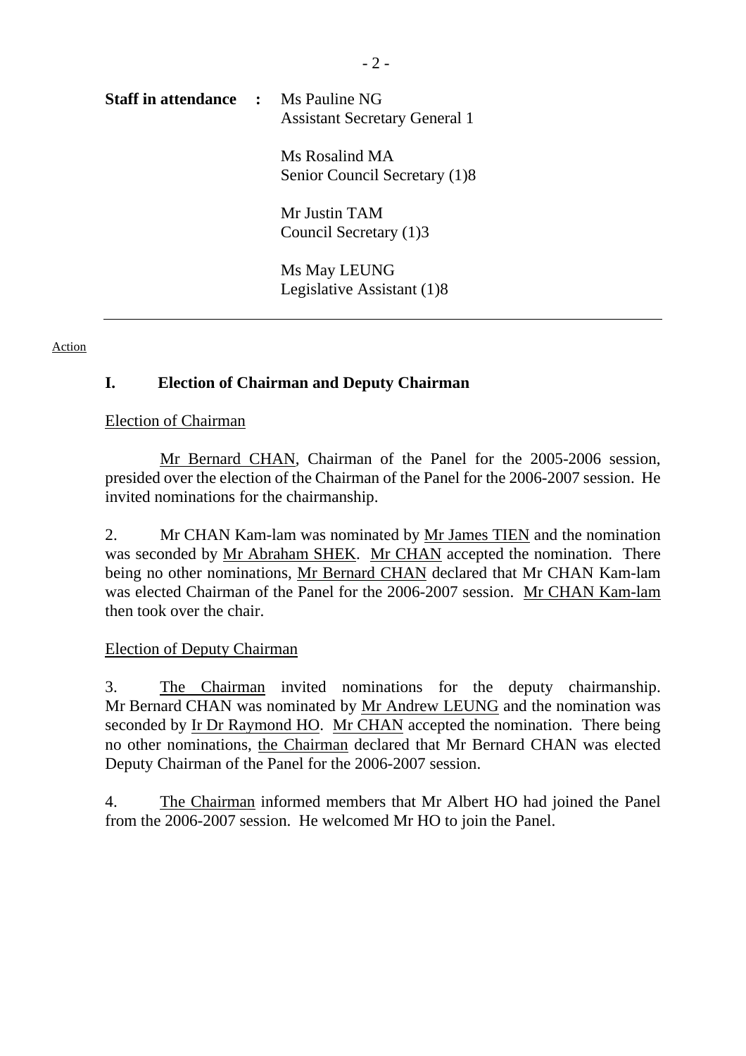**Staff in attendance :** Ms Pauline NG
Assistant Secretary General 1

Ms Rosalind MA
Senior Council Secretary (1)8

Mr Justin TAM
Council Secretary (1)3

Ms May LEUNG
Legislative Assistant (1)8

---

Action

## I. Election of Chairman and Deputy Chairman

Election of Chairman

Mr Bernard CHAN, Chairman of the Panel for the 2005-2006 session, presided over the election of the Chairman of the Panel for the 2006-2007 session. He invited nominations for the chairmanship.

2. Mr CHAN Kam-lam was nominated by Mr James TIEN and the nomination was seconded by Mr Abraham SHEK. Mr CHAN accepted the nomination. There being no other nominations, Mr Bernard CHAN declared that Mr CHAN Kam-lam was elected Chairman of the Panel for the 2006-2007 session. Mr CHAN Kam-lam then took over the chair.

Election of Deputy Chairman

3. The Chairman invited nominations for the deputy chairmanship. Mr Bernard CHAN was nominated by Mr Andrew LEUNG and the nomination was seconded by Ir Dr Raymond HO. Mr CHAN accepted the nomination. There being no other nominations, the Chairman declared that Mr Bernard CHAN was elected Deputy Chairman of the Panel for the 2006-2007 session.

4. The Chairman informed members that Mr Albert HO had joined the Panel from the 2006-2007 session. He welcomed Mr HO to join the Panel.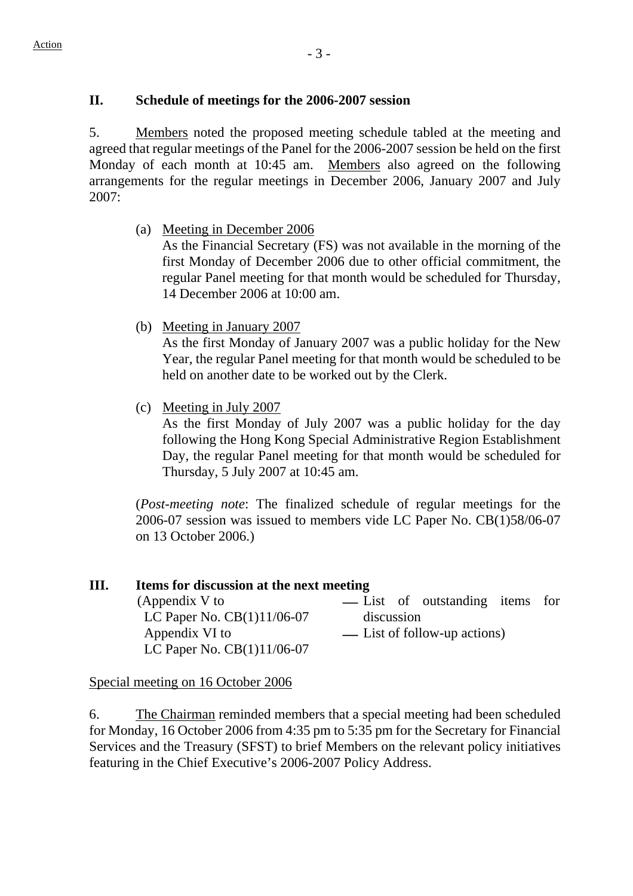## II. Schedule of meetings for the 2006-2007 session

5. Members noted the proposed meeting schedule tabled at the meeting and agreed that regular meetings of the Panel for the 2006-2007 session be held on the first Monday of each month at 10:45 am. Members also agreed on the following arrangements for the regular meetings in December 2006, January 2007 and July 2007:

(a) Meeting in December 2006
As the Financial Secretary (FS) was not available in the morning of the first Monday of December 2006 due to other official commitment, the regular Panel meeting for that month would be scheduled for Thursday, 14 December 2006 at 10:00 am.

(b) Meeting in January 2007
As the first Monday of January 2007 was a public holiday for the New Year, the regular Panel meeting for that month would be scheduled to be held on another date to be worked out by the Clerk.

(c) Meeting in July 2007
As the first Monday of July 2007 was a public holiday for the day following the Hong Kong Special Administrative Region Establishment Day, the regular Panel meeting for that month would be scheduled for Thursday, 5 July 2007 at 10:45 am.

(*Post-meeting note*: The finalized schedule of regular meetings for the 2006-07 session was issued to members vide LC Paper No. CB(1)58/06-07 on 13 October 2006.)

## III. Items for discussion at the next meeting

(Appendix V to LC Paper No. CB(1)11/06-07 — List of outstanding items for discussion
Appendix VI to LC Paper No. CB(1)11/06-07 — List of follow-up actions)

Special meeting on 16 October 2006

6. The Chairman reminded members that a special meeting had been scheduled for Monday, 16 October 2006 from 4:35 pm to 5:35 pm for the Secretary for Financial Services and the Treasury (SFST) to brief Members on the relevant policy initiatives featuring in the Chief Executive's 2006-2007 Policy Address.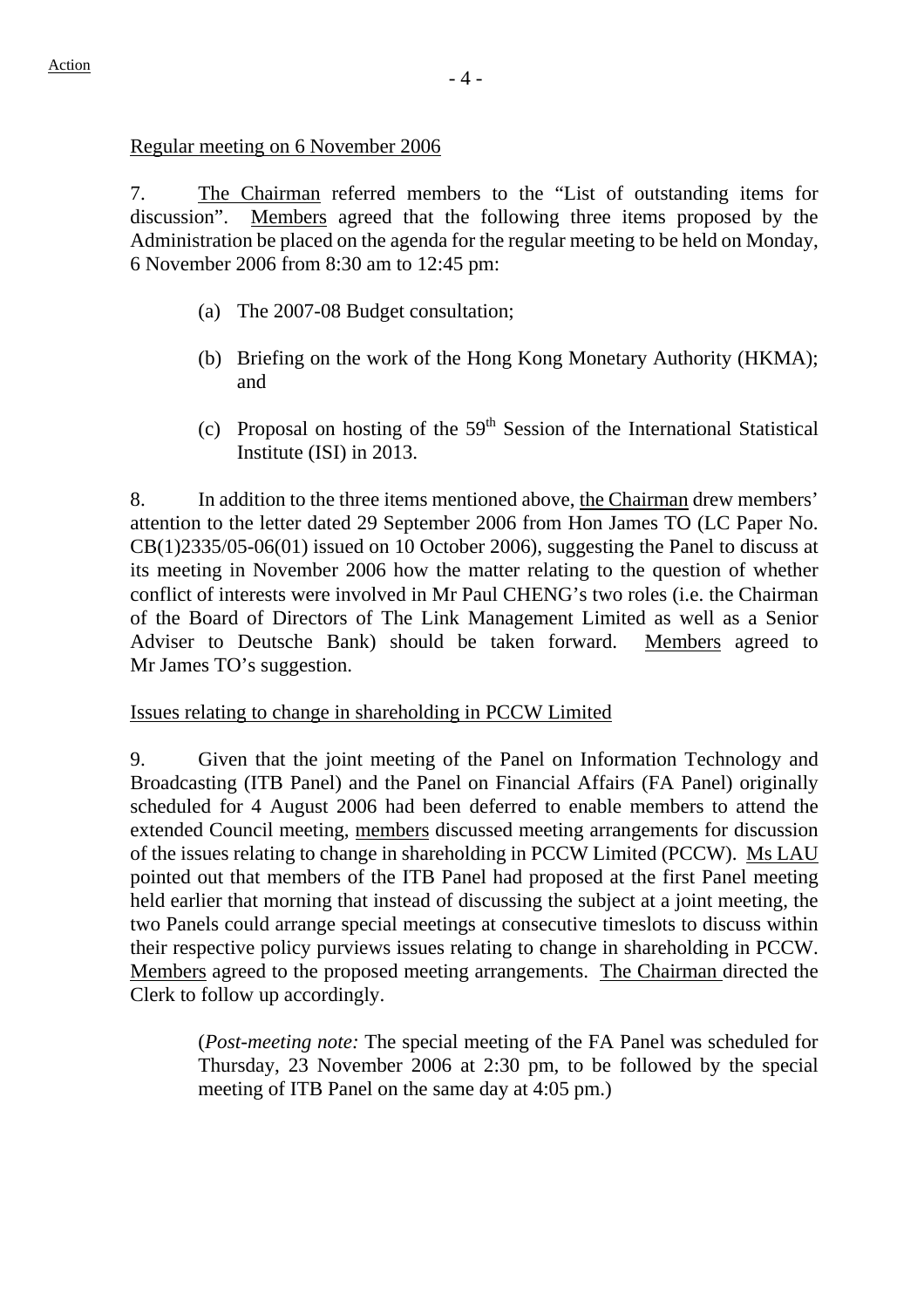Regular meeting on 6 November 2006

7. The Chairman referred members to the "List of outstanding items for discussion". Members agreed that the following three items proposed by the Administration be placed on the agenda for the regular meeting to be held on Monday, 6 November 2006 from 8:30 am to 12:45 pm:

(a) The 2007-08 Budget consultation;

(b) Briefing on the work of the Hong Kong Monetary Authority (HKMA); and

(c) Proposal on hosting of the 59th Session of the International Statistical Institute (ISI) in 2013.

8. In addition to the three items mentioned above, the Chairman drew members' attention to the letter dated 29 September 2006 from Hon James TO (LC Paper No. CB(1)2335/05-06(01) issued on 10 October 2006), suggesting the Panel to discuss at its meeting in November 2006 how the matter relating to the question of whether conflict of interests were involved in Mr Paul CHENG's two roles (i.e. the Chairman of the Board of Directors of The Link Management Limited as well as a Senior Adviser to Deutsche Bank) should be taken forward. Members agreed to Mr James TO's suggestion.

Issues relating to change in shareholding in PCCW Limited

9. Given that the joint meeting of the Panel on Information Technology and Broadcasting (ITB Panel) and the Panel on Financial Affairs (FA Panel) originally scheduled for 4 August 2006 had been deferred to enable members to attend the extended Council meeting, members discussed meeting arrangements for discussion of the issues relating to change in shareholding in PCCW Limited (PCCW). Ms LAU pointed out that members of the ITB Panel had proposed at the first Panel meeting held earlier that morning that instead of discussing the subject at a joint meeting, the two Panels could arrange special meetings at consecutive timeslots to discuss within their respective policy purviews issues relating to change in shareholding in PCCW. Members agreed to the proposed meeting arrangements. The Chairman directed the Clerk to follow up accordingly.

(*Post-meeting note:* The special meeting of the FA Panel was scheduled for Thursday, 23 November 2006 at 2:30 pm, to be followed by the special meeting of ITB Panel on the same day at 4:05 pm.)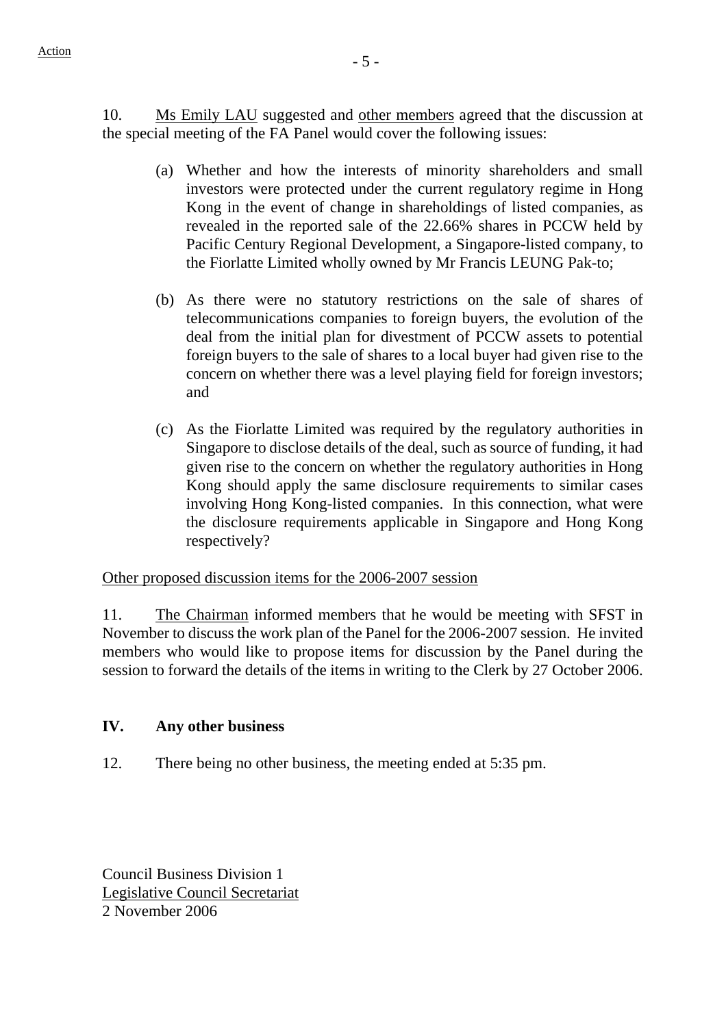10. Ms Emily LAU suggested and other members agreed that the discussion at the special meeting of the FA Panel would cover the following issues:

(a) Whether and how the interests of minority shareholders and small investors were protected under the current regulatory regime in Hong Kong in the event of change in shareholdings of listed companies, as revealed in the reported sale of the 22.66% shares in PCCW held by Pacific Century Regional Development, a Singapore-listed company, to the Fiorlatte Limited wholly owned by Mr Francis LEUNG Pak-to;

(b) As there were no statutory restrictions on the sale of shares of telecommunications companies to foreign buyers, the evolution of the deal from the initial plan for divestment of PCCW assets to potential foreign buyers to the sale of shares to a local buyer had given rise to the concern on whether there was a level playing field for foreign investors; and

(c) As the Fiorlatte Limited was required by the regulatory authorities in Singapore to disclose details of the deal, such as source of funding, it had given rise to the concern on whether the regulatory authorities in Hong Kong should apply the same disclosure requirements to similar cases involving Hong Kong-listed companies. In this connection, what were the disclosure requirements applicable in Singapore and Hong Kong respectively?

Other proposed discussion items for the 2006-2007 session

11. The Chairman informed members that he would be meeting with SFST in November to discuss the work plan of the Panel for the 2006-2007 session. He invited members who would like to propose items for discussion by the Panel during the session to forward the details of the items in writing to the Clerk by 27 October 2006.

## IV. Any other business

12. There being no other business, the meeting ended at 5:35 pm.

Council Business Division 1
Legislative Council Secretariat
2 November 2006